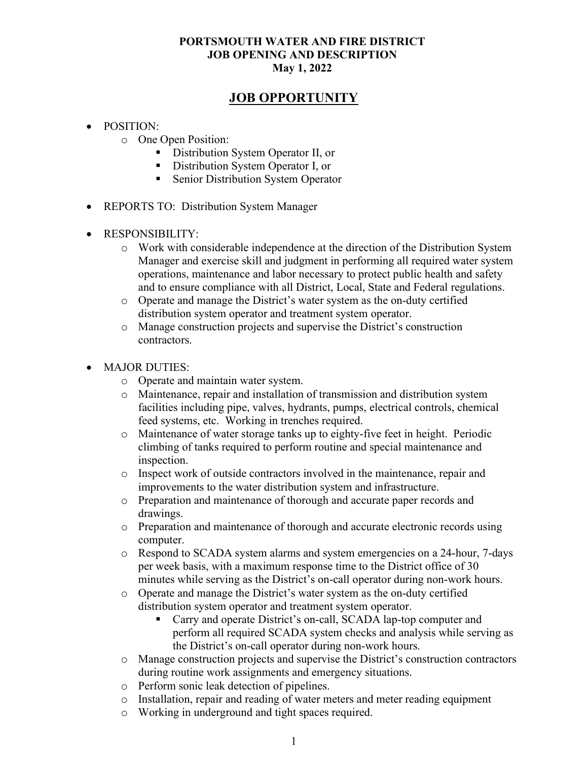**PORTSMOUTH WATER AND FIRE DISTRICT**
**JOB OPENING AND DESCRIPTION**
**May 1, 2022**

# JOB OPPORTUNITY

- POSITION:
  - One Open Position:
    - Distribution System Operator II, or
    - Distribution System Operator I, or
    - Senior Distribution System Operator
- REPORTS TO: Distribution System Manager
- RESPONSIBILITY:
  - Work with considerable independence at the direction of the Distribution System Manager and exercise skill and judgment in performing all required water system operations, maintenance and labor necessary to protect public health and safety and to ensure compliance with all District, Local, State and Federal regulations.
  - Operate and manage the District's water system as the on-duty certified distribution system operator and treatment system operator.
  - Manage construction projects and supervise the District's construction contractors.
- MAJOR DUTIES:
  - Operate and maintain water system.
  - Maintenance, repair and installation of transmission and distribution system facilities including pipe, valves, hydrants, pumps, electrical controls, chemical feed systems, etc. Working in trenches required.
  - Maintenance of water storage tanks up to eighty-five feet in height. Periodic climbing of tanks required to perform routine and special maintenance and inspection.
  - Inspect work of outside contractors involved in the maintenance, repair and improvements to the water distribution system and infrastructure.
  - Preparation and maintenance of thorough and accurate paper records and drawings.
  - Preparation and maintenance of thorough and accurate electronic records using computer.
  - Respond to SCADA system alarms and system emergencies on a 24-hour, 7-days per week basis, with a maximum response time to the District office of 30 minutes while serving as the District's on-call operator during non-work hours.
  - Operate and manage the District's water system as the on-duty certified distribution system operator and treatment system operator.
    - Carry and operate District's on-call, SCADA lap-top computer and perform all required SCADA system checks and analysis while serving as the District's on-call operator during non-work hours.
  - Manage construction projects and supervise the District's construction contractors during routine work assignments and emergency situations.
  - Perform sonic leak detection of pipelines.
  - Installation, repair and reading of water meters and meter reading equipment
  - Working in underground and tight spaces required.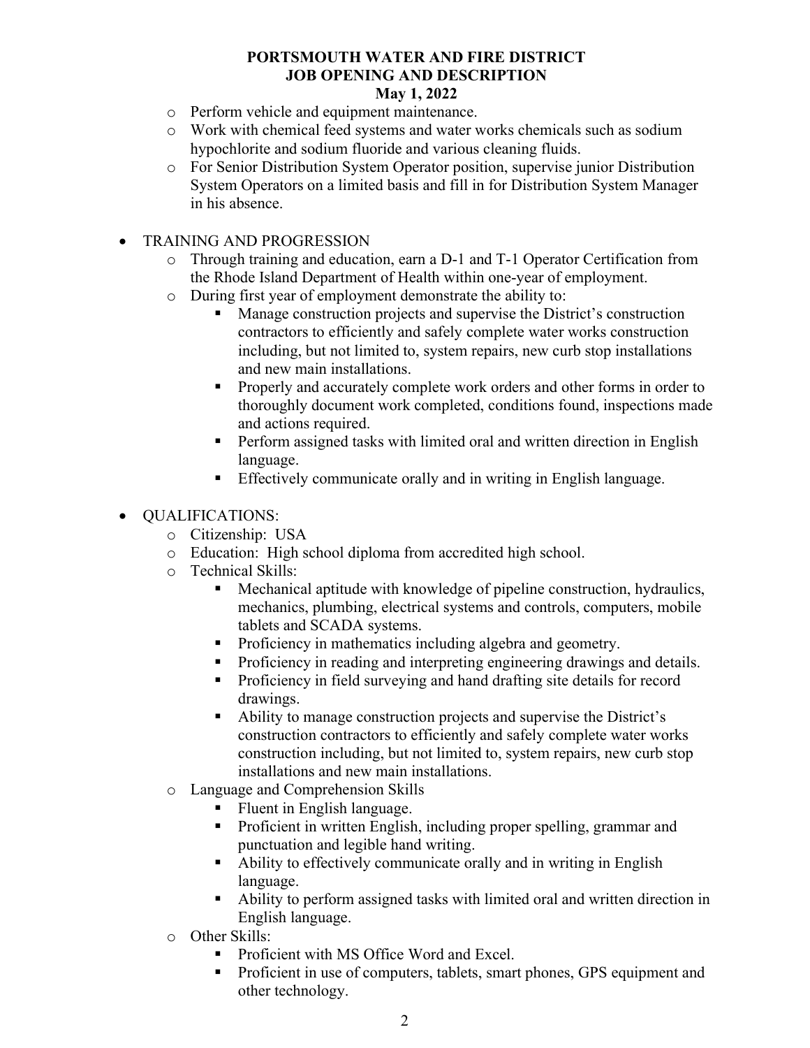- Perform vehicle and equipment maintenance.
    - Work with chemical feed systems and water works chemicals such as sodium hypochlorite and sodium fluoride and various cleaning fluids.
    - For Senior Distribution System Operator position, supervise junior Distribution System Operators on a limited basis and fill in for Distribution System Manager in his absence.

- TRAINING AND PROGRESSION
    - Through training and education, earn a D-1 and T-1 Operator Certification from the Rhode Island Department of Health within one-year of employment.
    - During first year of employment demonstrate the ability to:
        - Manage construction projects and supervise the District's construction contractors to efficiently and safely complete water works construction including, but not limited to, system repairs, new curb stop installations and new main installations.
        - Properly and accurately complete work orders and other forms in order to thoroughly document work completed, conditions found, inspections made and actions required.
        - Perform assigned tasks with limited oral and written direction in English language.
        - Effectively communicate orally and in writing in English language.

- QUALIFICATIONS:
    - Citizenship: USA
    - Education: High school diploma from accredited high school.
    - Technical Skills:
        - Mechanical aptitude with knowledge of pipeline construction, hydraulics, mechanics, plumbing, electrical systems and controls, computers, mobile tablets and SCADA systems.
        - Proficiency in mathematics including algebra and geometry.
        - Proficiency in reading and interpreting engineering drawings and details.
        - Proficiency in field surveying and hand drafting site details for record drawings.
        - Ability to manage construction projects and supervise the District's construction contractors to efficiently and safely complete water works construction including, but not limited to, system repairs, new curb stop installations and new main installations.
    - Language and Comprehension Skills
        - Fluent in English language.
        - Proficient in written English, including proper spelling, grammar and punctuation and legible hand writing.
        - Ability to effectively communicate orally and in writing in English language.
        - Ability to perform assigned tasks with limited oral and written direction in English language.
    - Other Skills:
        - Proficient with MS Office Word and Excel.
        - Proficient in use of computers, tablets, smart phones, GPS equipment and other technology.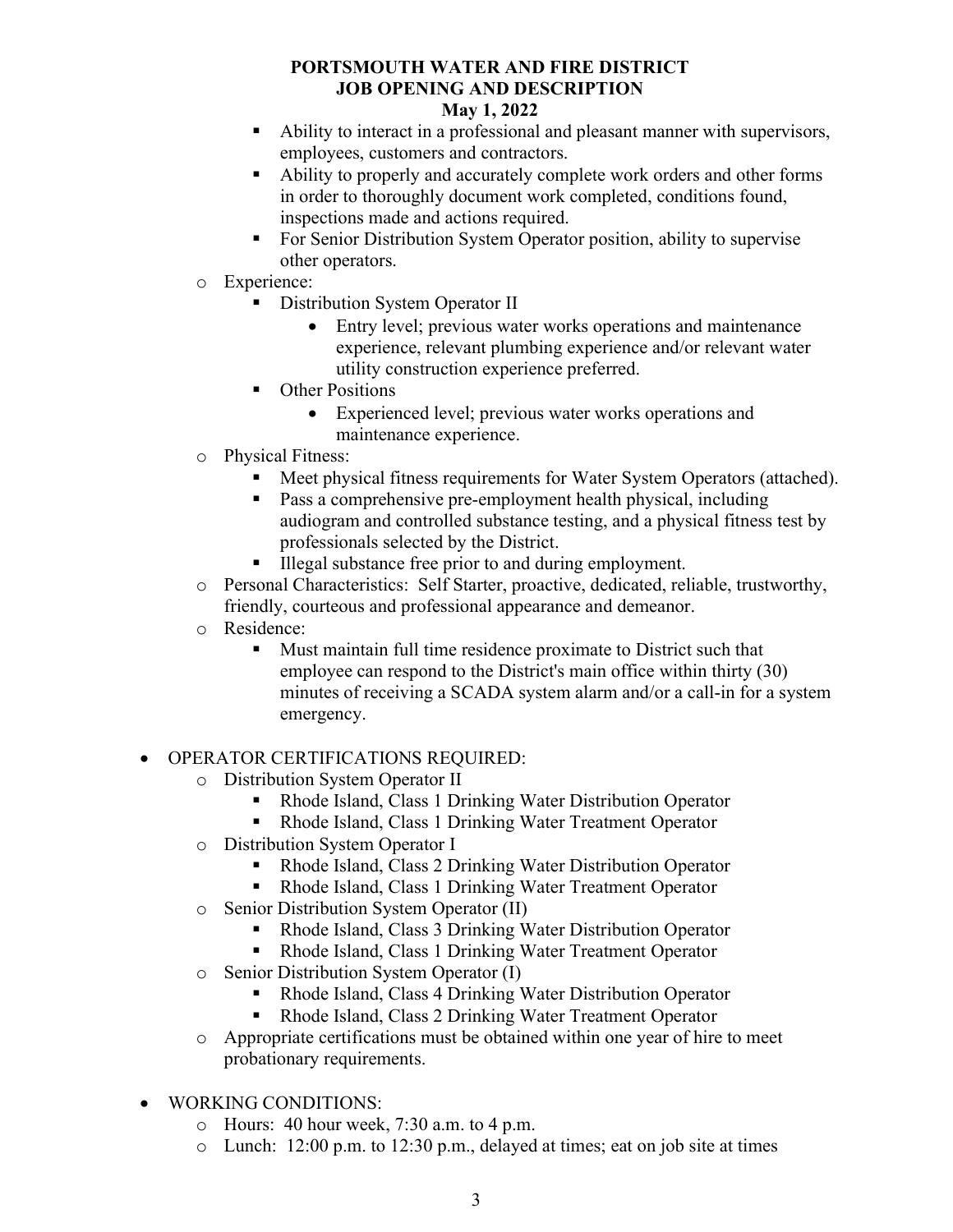- Ability to interact in a professional and pleasant manner with supervisors, employees, customers and contractors.
- Ability to properly and accurately complete work orders and other forms in order to thoroughly document work completed, conditions found, inspections made and actions required.
- For Senior Distribution System Operator position, ability to supervise other operators.

- Experience:
  - Distribution System Operator II
    - Entry level; previous water works operations and maintenance experience, relevant plumbing experience and/or relevant water utility construction experience preferred.
  - Other Positions
    - Experienced level; previous water works operations and maintenance experience.
- Physical Fitness:
  - Meet physical fitness requirements for Water System Operators (attached).
  - Pass a comprehensive pre-employment health physical, including audiogram and controlled substance testing, and a physical fitness test by professionals selected by the District.
  - Illegal substance free prior to and during employment.
- Personal Characteristics: Self Starter, proactive, dedicated, reliable, trustworthy, friendly, courteous and professional appearance and demeanor.
- Residence:
  - Must maintain full time residence proximate to District such that employee can respond to the District's main office within thirty (30) minutes of receiving a SCADA system alarm and/or a call-in for a system emergency.

- OPERATOR CERTIFICATIONS REQUIRED:
  - Distribution System Operator II
    - Rhode Island, Class 1 Drinking Water Distribution Operator
    - Rhode Island, Class 1 Drinking Water Treatment Operator
  - Distribution System Operator I
    - Rhode Island, Class 2 Drinking Water Distribution Operator
    - Rhode Island, Class 1 Drinking Water Treatment Operator
  - Senior Distribution System Operator (II)
    - Rhode Island, Class 3 Drinking Water Distribution Operator
    - Rhode Island, Class 1 Drinking Water Treatment Operator
  - Senior Distribution System Operator (I)
    - Rhode Island, Class 4 Drinking Water Distribution Operator
    - Rhode Island, Class 2 Drinking Water Treatment Operator
  - Appropriate certifications must be obtained within one year of hire to meet probationary requirements.

- WORKING CONDITIONS:
  - Hours: 40 hour week, 7:30 a.m. to 4 p.m.
  - Lunch: 12:00 p.m. to 12:30 p.m., delayed at times; eat on job site at times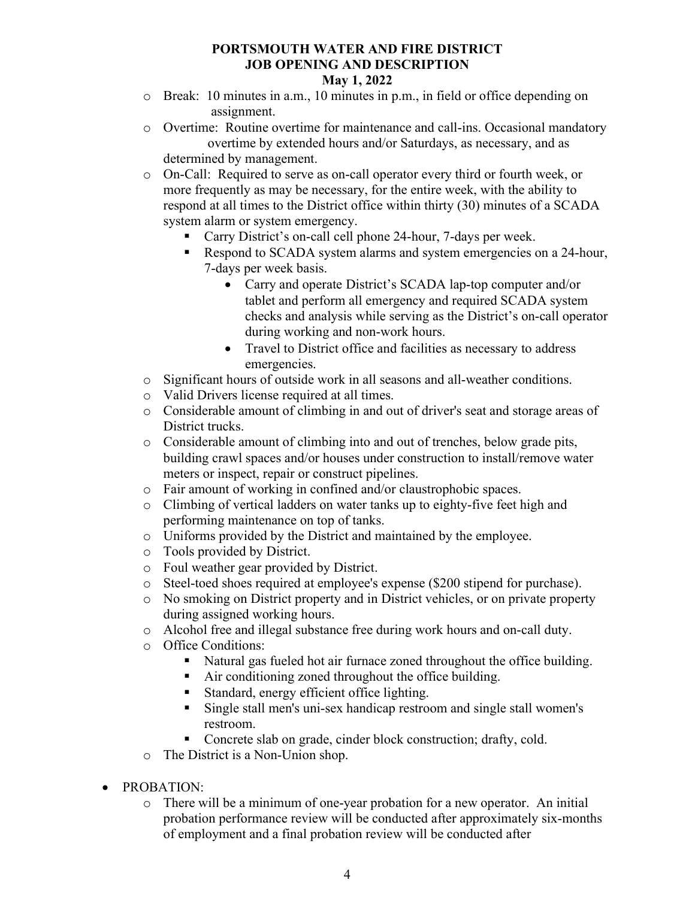- Break: 10 minutes in a.m., 10 minutes in p.m., in field or office depending on assignment.
- Overtime: Routine overtime for maintenance and call-ins. Occasional mandatory overtime by extended hours and/or Saturdays, as necessary, and as determined by management.
- On-Call: Required to serve as on-call operator every third or fourth week, or more frequently as may be necessary, for the entire week, with the ability to respond at all times to the District office within thirty (30) minutes of a SCADA system alarm or system emergency.
  - Carry District's on-call cell phone 24-hour, 7-days per week.
  - Respond to SCADA system alarms and system emergencies on a 24-hour, 7-days per week basis.
    - Carry and operate District's SCADA lap-top computer and/or tablet and perform all emergency and required SCADA system checks and analysis while serving as the District's on-call operator during working and non-work hours.
    - Travel to District office and facilities as necessary to address emergencies.
- Significant hours of outside work in all seasons and all-weather conditions.
- Valid Drivers license required at all times.
- Considerable amount of climbing in and out of driver's seat and storage areas of District trucks.
- Considerable amount of climbing into and out of trenches, below grade pits, building crawl spaces and/or houses under construction to install/remove water meters or inspect, repair or construct pipelines.
- Fair amount of working in confined and/or claustrophobic spaces.
- Climbing of vertical ladders on water tanks up to eighty-five feet high and performing maintenance on top of tanks.
- Uniforms provided by the District and maintained by the employee.
- Tools provided by District.
- Foul weather gear provided by District.
- Steel-toed shoes required at employee's expense ($200 stipend for purchase).
- No smoking on District property and in District vehicles, or on private property during assigned working hours.
- Alcohol free and illegal substance free during work hours and on-call duty.
- Office Conditions:
  - Natural gas fueled hot air furnace zoned throughout the office building.
  - Air conditioning zoned throughout the office building.
  - Standard, energy efficient office lighting.
  - Single stall men's uni-sex handicap restroom and single stall women's restroom.
  - Concrete slab on grade, cinder block construction; drafty, cold.
- The District is a Non-Union shop.

- PROBATION:
  - There will be a minimum of one-year probation for a new operator. An initial probation performance review will be conducted after approximately six-months of employment and a final probation review will be conducted after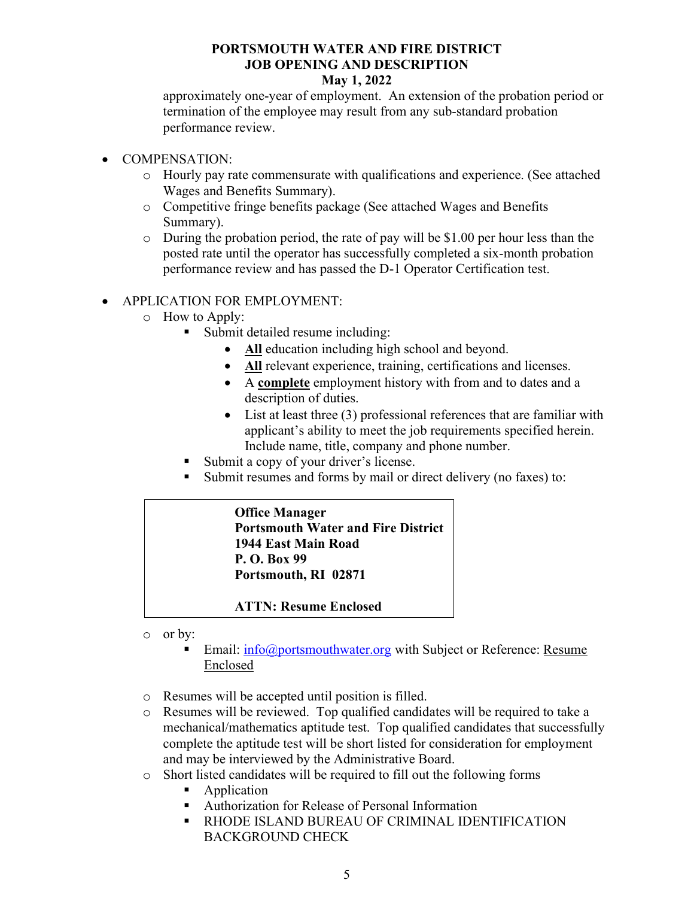approximately one-year of employment. An extension of the probation period or termination of the employee may result from any sub-standard probation performance review.

- COMPENSATION:
  - Hourly pay rate commensurate with qualifications and experience. (See attached Wages and Benefits Summary).
  - Competitive fringe benefits package (See attached Wages and Benefits Summary).
  - During the probation period, the rate of pay will be $1.00 per hour less than the posted rate until the operator has successfully completed a six-month probation performance review and has passed the D-1 Operator Certification test.

- APPLICATION FOR EMPLOYMENT:
  - How to Apply:
    - Submit detailed resume including:
      - **<u>All</u>** education including high school and beyond.
      - **<u>All</u>** relevant experience, training, certifications and licenses.
      - A **<u>complete</u>** employment history with from and to dates and a description of duties.
      - List at least three (3) professional references that are familiar with applicant's ability to meet the job requirements specified herein. Include name, title, company and phone number.
    - Submit a copy of your driver's license.
    - Submit resumes and forms by mail or direct delivery (no faxes) to:

> **Office Manager**
> **Portsmouth Water and Fire District**
> **1944 East Main Road**
> **P. O. Box 99**
> **Portsmouth, RI 02871**
>
> **ATTN: Resume Enclosed**

  - or by:
    - Email: info@portsmouthwater.org with Subject or Reference: <u>Resume Enclosed</u>

  - Resumes will be accepted until position is filled.
  - Resumes will be reviewed. Top qualified candidates will be required to take a mechanical/mathematics aptitude test. Top qualified candidates that successfully complete the aptitude test will be short listed for consideration for employment and may be interviewed by the Administrative Board.
  - Short listed candidates will be required to fill out the following forms
    - Application
    - Authorization for Release of Personal Information
    - RHODE ISLAND BUREAU OF CRIMINAL IDENTIFICATION BACKGROUND CHECK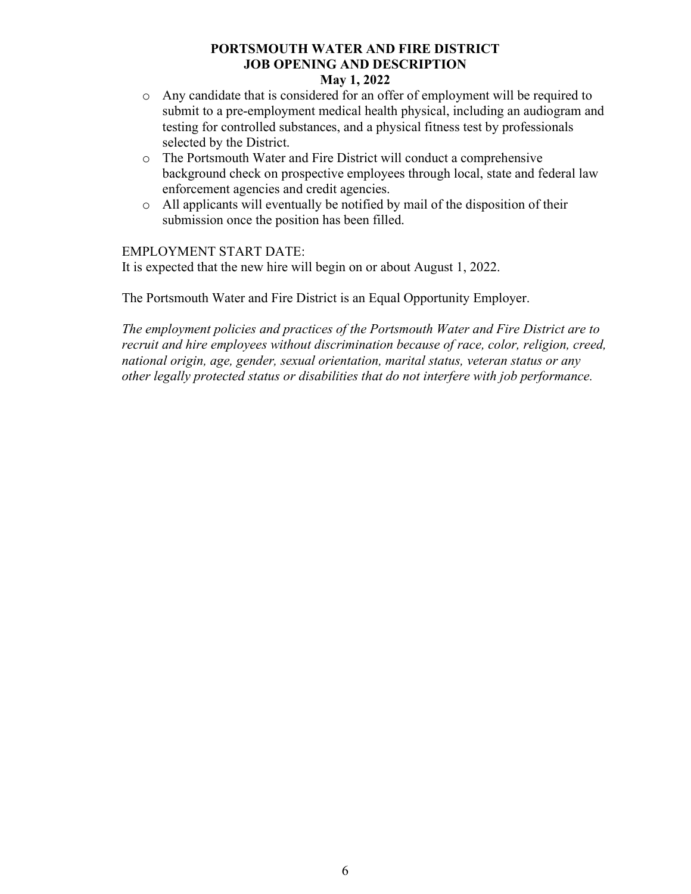- Any candidate that is considered for an offer of employment will be required to submit to a pre-employment medical health physical, including an audiogram and testing for controlled substances, and a physical fitness test by professionals selected by the District.
- The Portsmouth Water and Fire District will conduct a comprehensive background check on prospective employees through local, state and federal law enforcement agencies and credit agencies.
- All applicants will eventually be notified by mail of the disposition of their submission once the position has been filled.

EMPLOYMENT START DATE:
It is expected that the new hire will begin on or about August 1, 2022.

The Portsmouth Water and Fire District is an Equal Opportunity Employer.

*The employment policies and practices of the Portsmouth Water and Fire District are to recruit and hire employees without discrimination because of race, color, religion, creed, national origin, age, gender, sexual orientation, marital status, veteran status or any other legally protected status or disabilities that do not interfere with job performance.*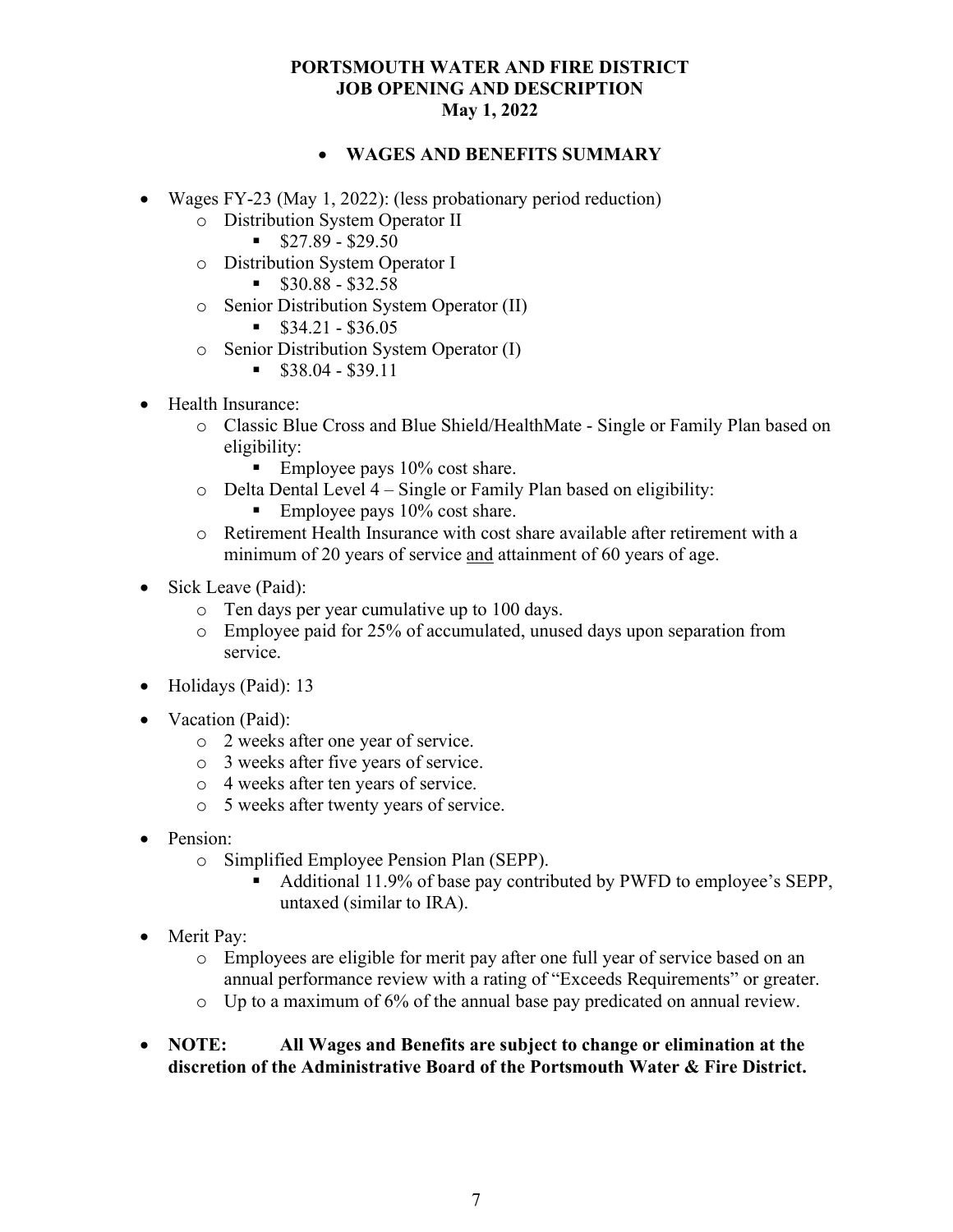**PORTSMOUTH WATER AND FIRE DISTRICT**
**JOB OPENING AND DESCRIPTION**
**May 1, 2022**

- **WAGES AND BENEFITS SUMMARY**

- Wages FY-23 (May 1, 2022): (less probationary period reduction)
  - Distribution System Operator II
    - $27.89 - $29.50
  - Distribution System Operator I
    - $30.88 - $32.58
  - Senior Distribution System Operator (II)
    - $34.21 - $36.05
  - Senior Distribution System Operator (I)
    - $38.04 - $39.11
- Health Insurance:
  - Classic Blue Cross and Blue Shield/HealthMate - Single or Family Plan based on eligibility:
    - Employee pays 10% cost share.
  - Delta Dental Level 4 – Single or Family Plan based on eligibility:
    - Employee pays 10% cost share.
  - Retirement Health Insurance with cost share available after retirement with a minimum of 20 years of service and attainment of 60 years of age.
- Sick Leave (Paid):
  - Ten days per year cumulative up to 100 days.
  - Employee paid for 25% of accumulated, unused days upon separation from service.
- Holidays (Paid): 13
- Vacation (Paid):
  - 2 weeks after one year of service.
  - 3 weeks after five years of service.
  - 4 weeks after ten years of service.
  - 5 weeks after twenty years of service.
- Pension:
  - Simplified Employee Pension Plan (SEPP).
    - Additional 11.9% of base pay contributed by PWFD to employee's SEPP, untaxed (similar to IRA).
- Merit Pay:
  - Employees are eligible for merit pay after one full year of service based on an annual performance review with a rating of "Exceeds Requirements" or greater.
  - Up to a maximum of 6% of the annual base pay predicated on annual review.
- **NOTE: All Wages and Benefits are subject to change or elimination at the discretion of the Administrative Board of the Portsmouth Water & Fire District.**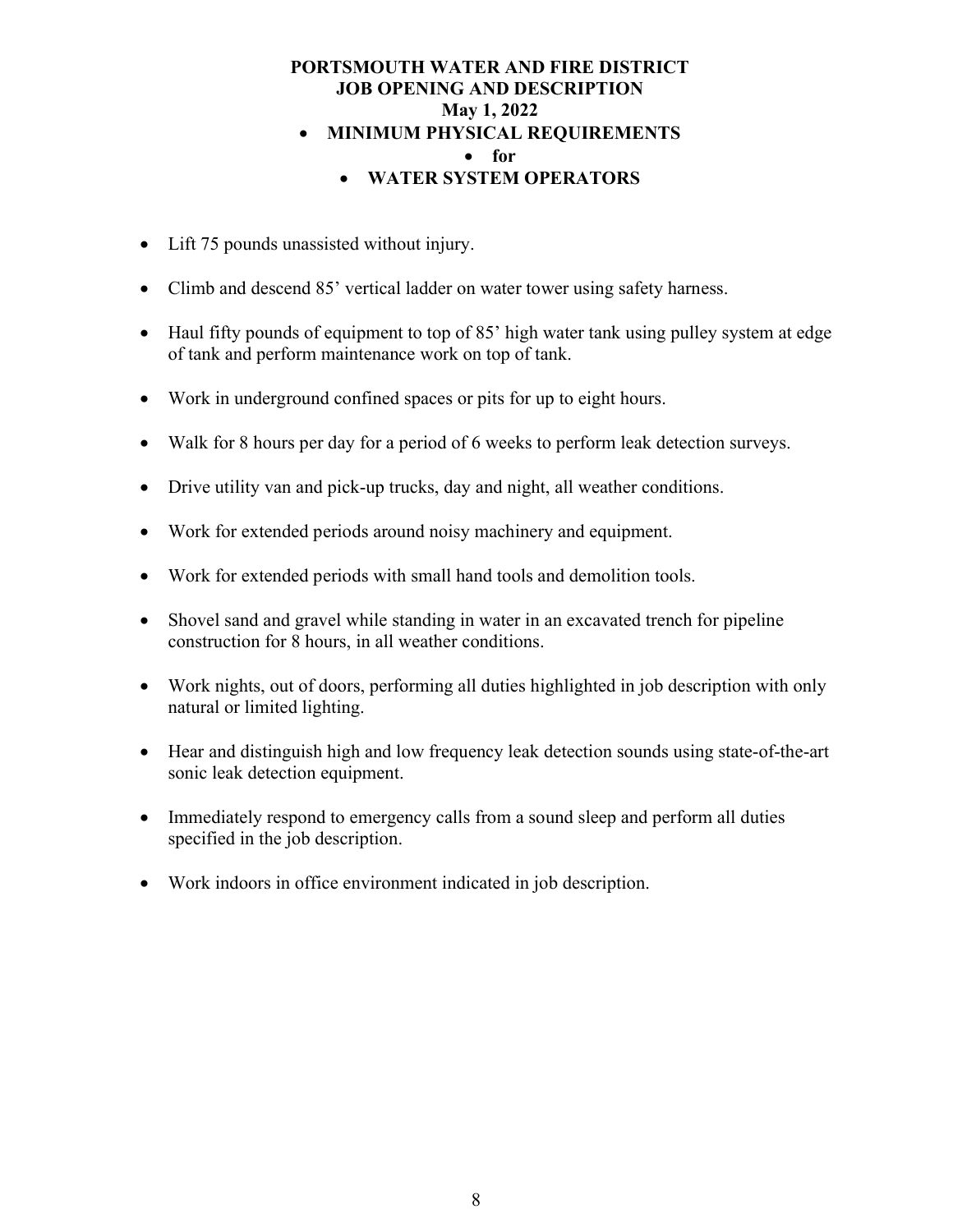**PORTSMOUTH WATER AND FIRE DISTRICT**
**JOB OPENING AND DESCRIPTION**
**May 1, 2022**

- **MINIMUM PHYSICAL REQUIREMENTS**
- **for**
- **WATER SYSTEM OPERATORS**

- Lift 75 pounds unassisted without injury.
- Climb and descend 85' vertical ladder on water tower using safety harness.
- Haul fifty pounds of equipment to top of 85' high water tank using pulley system at edge of tank and perform maintenance work on top of tank.
- Work in underground confined spaces or pits for up to eight hours.
- Walk for 8 hours per day for a period of 6 weeks to perform leak detection surveys.
- Drive utility van and pick-up trucks, day and night, all weather conditions.
- Work for extended periods around noisy machinery and equipment.
- Work for extended periods with small hand tools and demolition tools.
- Shovel sand and gravel while standing in water in an excavated trench for pipeline construction for 8 hours, in all weather conditions.
- Work nights, out of doors, performing all duties highlighted in job description with only natural or limited lighting.
- Hear and distinguish high and low frequency leak detection sounds using state-of-the-art sonic leak detection equipment.
- Immediately respond to emergency calls from a sound sleep and perform all duties specified in the job description.
- Work indoors in office environment indicated in job description.